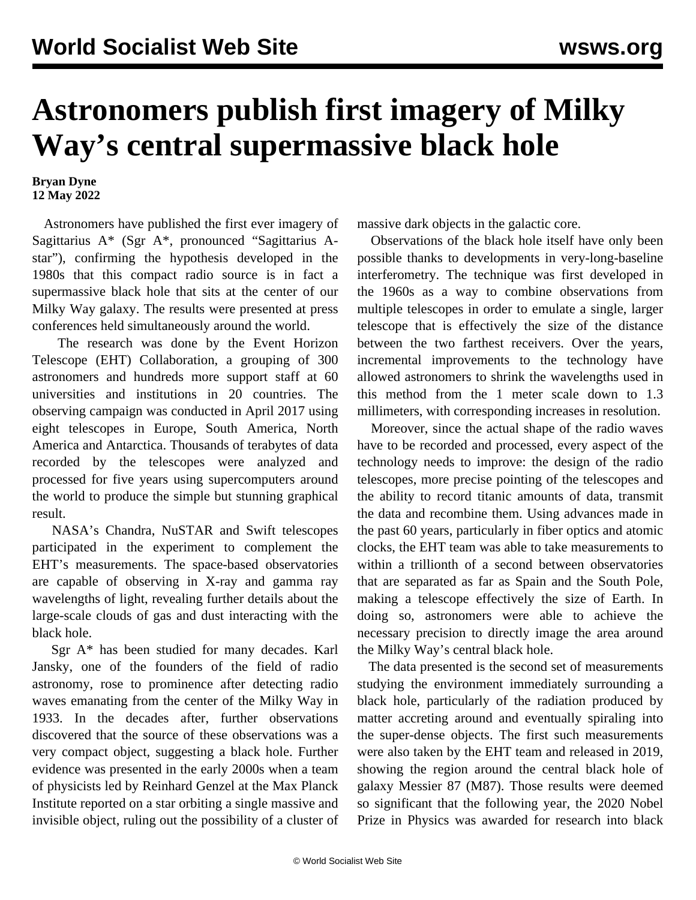# Astronomers publish first imagery of Milky Way's central supermassive black hole

**Bryan Dyne**
**12 May 2022**

Astronomers have published the first ever imagery of Sagittarius A* (Sgr A*, pronounced "Sagittarius A-star"), confirming the hypothesis developed in the 1980s that this compact radio source is in fact a supermassive black hole that sits at the center of our Milky Way galaxy. The results were presented at press conferences held simultaneously around the world.

The research was done by the Event Horizon Telescope (EHT) Collaboration, a grouping of 300 astronomers and hundreds more support staff at 60 universities and institutions in 20 countries. The observing campaign was conducted in April 2017 using eight telescopes in Europe, South America, North America and Antarctica. Thousands of terabytes of data recorded by the telescopes were analyzed and processed for five years using supercomputers around the world to produce the simple but stunning graphical result.

NASA's Chandra, NuSTAR and Swift telescopes participated in the experiment to complement the EHT's measurements. The space-based observatories are capable of observing in X-ray and gamma ray wavelengths of light, revealing further details about the large-scale clouds of gas and dust interacting with the black hole.

Sgr A* has been studied for many decades. Karl Jansky, one of the founders of the field of radio astronomy, rose to prominence after detecting radio waves emanating from the center of the Milky Way in 1933. In the decades after, further observations discovered that the source of these observations was a very compact object, suggesting a black hole. Further evidence was presented in the early 2000s when a team of physicists led by Reinhard Genzel at the Max Planck Institute reported on a star orbiting a single massive and invisible object, ruling out the possibility of a cluster of massive dark objects in the galactic core.

Observations of the black hole itself have only been possible thanks to developments in very-long-baseline interferometry. The technique was first developed in the 1960s as a way to combine observations from multiple telescopes in order to emulate a single, larger telescope that is effectively the size of the distance between the two farthest receivers. Over the years, incremental improvements to the technology have allowed astronomers to shrink the wavelengths used in this method from the 1 meter scale down to 1.3 millimeters, with corresponding increases in resolution.

Moreover, since the actual shape of the radio waves have to be recorded and processed, every aspect of the technology needs to improve: the design of the radio telescopes, more precise pointing of the telescopes and the ability to record titanic amounts of data, transmit the data and recombine them. Using advances made in the past 60 years, particularly in fiber optics and atomic clocks, the EHT team was able to take measurements to within a trillionth of a second between observatories that are separated as far as Spain and the South Pole, making a telescope effectively the size of Earth. In doing so, astronomers were able to achieve the necessary precision to directly image the area around the Milky Way's central black hole.

The data presented is the second set of measurements studying the environment immediately surrounding a black hole, particularly of the radiation produced by matter accreting around and eventually spiraling into the super-dense objects. The first such measurements were also taken by the EHT team and released in 2019, showing the region around the central black hole of galaxy Messier 87 (M87). Those results were deemed so significant that the following year, the 2020 Nobel Prize in Physics was awarded for research into black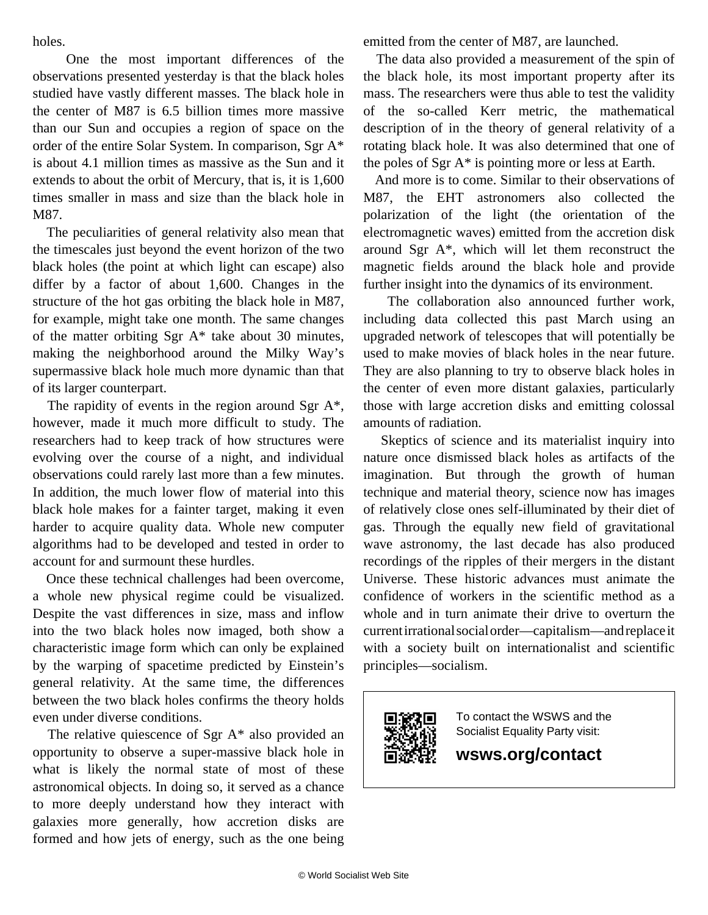holes.

One the most important differences of the observations presented yesterday is that the black holes studied have vastly different masses. The black hole in the center of M87 is 6.5 billion times more massive than our Sun and occupies a region of space on the order of the entire Solar System. In comparison, Sgr A* is about 4.1 million times as massive as the Sun and it extends to about the orbit of Mercury, that is, it is 1,600 times smaller in mass and size than the black hole in M87.

The peculiarities of general relativity also mean that the timescales just beyond the event horizon of the two black holes (the point at which light can escape) also differ by a factor of about 1,600. Changes in the structure of the hot gas orbiting the black hole in M87, for example, might take one month. The same changes of the matter orbiting Sgr A* take about 30 minutes, making the neighborhood around the Milky Way's supermassive black hole much more dynamic than that of its larger counterpart.

The rapidity of events in the region around Sgr A*, however, made it much more difficult to study. The researchers had to keep track of how structures were evolving over the course of a night, and individual observations could rarely last more than a few minutes. In addition, the much lower flow of material into this black hole makes for a fainter target, making it even harder to acquire quality data. Whole new computer algorithms had to be developed and tested in order to account for and surmount these hurdles.

Once these technical challenges had been overcome, a whole new physical regime could be visualized. Despite the vast differences in size, mass and inflow into the two black holes now imaged, both show a characteristic image form which can only be explained by the warping of spacetime predicted by Einstein's general relativity. At the same time, the differences between the two black holes confirms the theory holds even under diverse conditions.

The relative quiescence of Sgr A* also provided an opportunity to observe a super-massive black hole in what is likely the normal state of most of these astronomical objects. In doing so, it served as a chance to more deeply understand how they interact with galaxies more generally, how accretion disks are formed and how jets of energy, such as the one being emitted from the center of M87, are launched.

The data also provided a measurement of the spin of the black hole, its most important property after its mass. The researchers were thus able to test the validity of the so-called Kerr metric, the mathematical description of in the theory of general relativity of a rotating black hole. It was also determined that one of the poles of Sgr A* is pointing more or less at Earth.

And more is to come. Similar to their observations of M87, the EHT astronomers also collected the polarization of the light (the orientation of the electromagnetic waves) emitted from the accretion disk around Sgr A*, which will let them reconstruct the magnetic fields around the black hole and provide further insight into the dynamics of its environment.

The collaboration also announced further work, including data collected this past March using an upgraded network of telescopes that will potentially be used to make movies of black holes in the near future. They are also planning to try to observe black holes in the center of even more distant galaxies, particularly those with large accretion disks and emitting colossal amounts of radiation.

Skeptics of science and its materialist inquiry into nature once dismissed black holes as artifacts of the imagination. But through the growth of human technique and material theory, science now has images of relatively close ones self-illuminated by their diet of gas. Through the equally new field of gravitational wave astronomy, the last decade has also produced recordings of the ripples of their mergers in the distant Universe. These historic advances must animate the confidence of workers in the scientific method as a whole and in turn animate their drive to overturn the current irrational social order—capitalism—and replace it with a society built on internationalist and scientific principles—socialism.

To contact the WSWS and the Socialist Equality Party visit:

**wsws.org/contact**